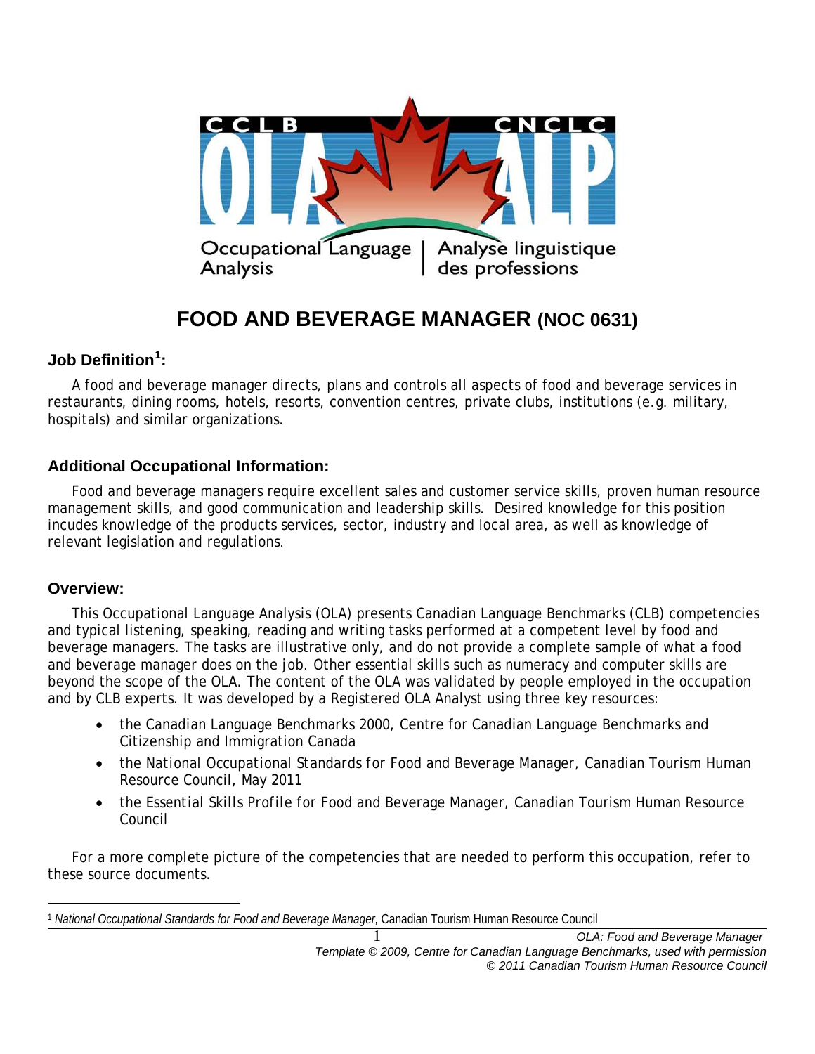CCLB CNCLC

OLA ALP

Occupational Language Analysis | Analyse linguistique des professions

# FOOD AND BEVERAGE MANAGER (NOC 0631)

### Job Definition[1]:

A food and beverage manager directs, plans and controls all aspects of food and beverage services in restaurants, dining rooms, hotels, resorts, convention centres, private clubs, institutions (e.g. military, hospitals) and similar organizations.

### Additional Occupational Information:

Food and beverage managers require excellent sales and customer service skills, proven human resource management skills, and good communication and leadership skills. Desired knowledge for this position incudes knowledge of the products services, sector, industry and local area, as well as knowledge of relevant legislation and regulations.

### Overview:

This Occupational Language Analysis (OLA) presents Canadian Language Benchmarks (CLB) competencies and typical listening, speaking, reading and writing tasks performed at a competent level by food and beverage managers. The tasks are illustrative only, and do not provide a complete sample of what a food and beverage manager does on the job. Other essential skills such as numeracy and computer skills are beyond the scope of the OLA. The content of the OLA was validated by people employed in the occupation and by CLB experts. It was developed by a Registered OLA Analyst using three key resources:

- the Canadian Language Benchmarks 2000, Centre for Canadian Language Benchmarks and Citizenship and Immigration Canada
- the National Occupational Standards for Food and Beverage Manager, Canadian Tourism Human Resource Council, May 2011
- the Essential Skills Profile for Food and Beverage Manager, Canadian Tourism Human Resource Council

For a more complete picture of the competencies that are needed to perform this occupation, refer to these source documents.

---

[1] *National Occupational Standards for Food and Beverage Manager,* Canadian Tourism Human Resource Council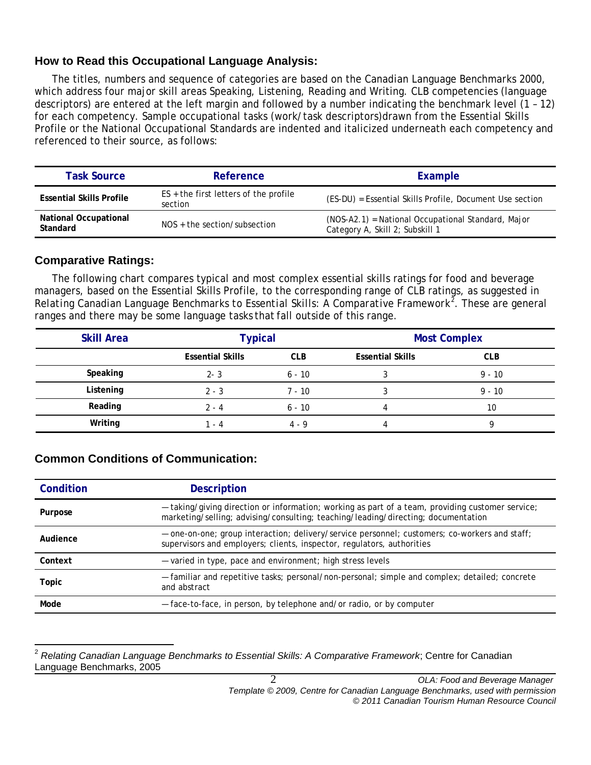## How to Read this Occupational Language Analysis:

The titles, numbers and sequence of categories are based on the Canadian Language Benchmarks 2000, which address four major skill areas Speaking, Listening, Reading and Writing. CLB competencies (language descriptors) are entered at the left margin and followed by a number indicating the benchmark level (1 – 12) for each competency. Sample occupational tasks (work/task descriptors)drawn from the Essential Skills Profile or the National Occupational Standards are indented and italicized underneath each competency and referenced to their source, as follows:

| Task Source | Reference | Example |
|---|---|---|
| **Essential Skills Profile** | ES + the first letters of the profile section | (ES-DU) = Essential Skills Profile, Document Use section |
| **National Occupational Standard** | NOS + the section/subsection | (NOS-A2.1) = National Occupational Standard, Major Category A, Skill 2; Subskill 1 |

## Comparative Ratings:

The following chart compares typical and most complex essential skills ratings for food and beverage managers, based on the Essential Skills Profile, to the corresponding range of CLB ratings, as suggested in *Relating Canadian Language Benchmarks to Essential Skills: A Comparative Framework*[2]. These are general ranges and there may be some language tasks that fall outside of this range.

| Skill Area | Typical | | Most Complex | |
|---|---|---|---|---|
| | **Essential Skills** | **CLB** | **Essential Skills** | **CLB** |
| **Speaking** | 2- 3 | 6 - 10 | 3 | 9 - 10 |
| **Listening** | 2 - 3 | 7 - 10 | 3 | 9 - 10 |
| **Reading** | 2 - 4 | 6 - 10 | 4 | 10 |
| **Writing** | 1 - 4 | 4 - 9 | 4 | 9 |

## Common Conditions of Communication:

| Condition | Description |
|---|---|
| **Purpose** | — taking/giving direction or information; working as part of a team, providing customer service; marketing/selling; advising/consulting; teaching/leading/directing; documentation |
| **Audience** | — one-on-one; group interaction; delivery/service personnel; customers; co-workers and staff; supervisors and employers; clients, inspector, regulators, authorities |
| **Context** | — varied in type, pace and environment; high stress levels |
| **Topic** | — familiar and repetitive tasks; personal/non-personal; simple and complex; detailed; concrete and abstract |
| **Mode** | — face-to-face, in person, by telephone and/or radio, or by computer |

[2] *Relating Canadian Language Benchmarks to Essential Skills: A Comparative Framework*; Centre for Canadian Language Benchmarks, 2005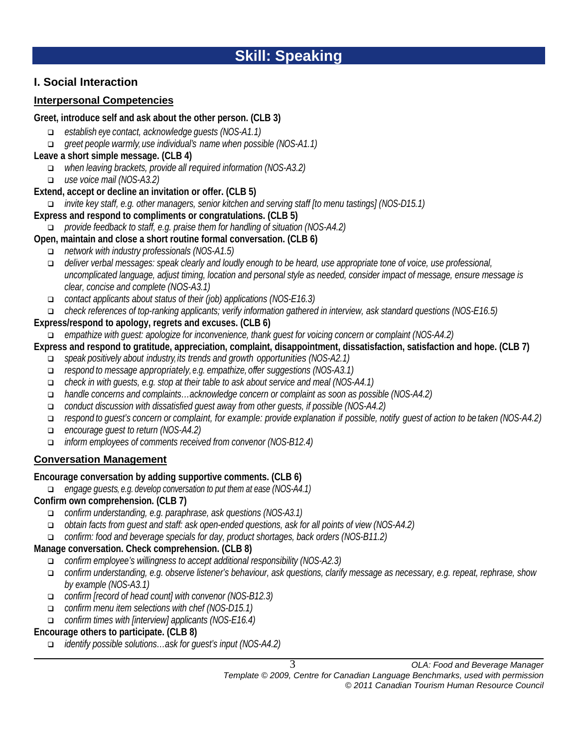# Skill: Speaking

## I. Social Interaction

### Interpersonal Competencies

**Greet, introduce self and ask about the other person. (CLB 3)**

- *establish eye contact, acknowledge guests (NOS-A1.1)*
- *greet people warmly, use individual's name when possible (NOS-A1.1)*

**Leave a short simple message. (CLB 4)**

- *when leaving brackets, provide all required information (NOS-A3.2)*
- *use voice mail (NOS-A3.2)*

**Extend, accept or decline an invitation or offer. (CLB 5)**

- *invite key staff, e.g. other managers, senior kitchen and serving staff [to menu tastings] (NOS-D15.1)*

**Express and respond to compliments or congratulations. (CLB 5)**

- *provide feedback to staff, e.g. praise them for handling of situation (NOS-A4.2)*

**Open, maintain and close a short routine formal conversation. (CLB 6)**

- *network with industry professionals (NOS-A1.5)*
- *deliver verbal messages: speak clearly and loudly enough to be heard, use appropriate tone of voice, use professional, uncomplicated language, adjust timing, location and personal style as needed, consider impact of message, ensure message is clear, concise and complete (NOS-A3.1)*
- *contact applicants about status of their (job) applications (NOS-E16.3)*
- *check references of top-ranking applicants; verify information gathered in interview, ask standard questions (NOS-E16.5)*

**Express/respond to apology, regrets and excuses. (CLB 6)**

- *empathize with guest: apologize for inconvenience, thank guest for voicing concern or complaint (NOS-A4.2)*

**Express and respond to gratitude, appreciation, complaint, disappointment, dissatisfaction, satisfaction and hope. (CLB 7)**

- *speak positively about industry, its trends and growth opportunities (NOS-A2.1)*
- *respond to message appropriately, e.g. empathize, offer suggestions (NOS-A3.1)*
- *check in with guests, e.g. stop at their table to ask about service and meal (NOS-A4.1)*
- *handle concerns and complaints…acknowledge concern or complaint as soon as possible (NOS-A4.2)*
- *conduct discussion with dissatisfied guest away from other guests, if possible (NOS-A4.2)*
- *respond to guest's concern or complaint, for example: provide explanation if possible, notify guest of action to be taken (NOS-A4.2)*
- *encourage guest to return (NOS-A4.2)*
- *inform employees of comments received from convenor (NOS-B12.4)*

### Conversation Management

**Encourage conversation by adding supportive comments. (CLB 6)**

- *engage guests, e.g. develop conversation to put them at ease (NOS-A4.1)*

**Confirm own comprehension. (CLB 7)**

- *confirm understanding, e.g. paraphrase, ask questions (NOS-A3.1)*
- *obtain facts from guest and staff: ask open-ended questions, ask for all points of view (NOS-A4.2)*
- *confirm: food and beverage specials for day, product shortages, back orders (NOS-B11.2)*

**Manage conversation. Check comprehension. (CLB 8)**

- *confirm employee's willingness to accept additional responsibility (NOS-A2.3)*
- *confirm understanding, e.g. observe listener's behaviour, ask questions, clarify message as necessary, e.g. repeat, rephrase, show by example (NOS-A3.1)*
- *confirm [record of head count] with convenor (NOS-B12.3)*
- *confirm menu item selections with chef (NOS-D15.1)*
- *confirm times with [interview] applicants (NOS-E16.4)*

**Encourage others to participate. (CLB 8)**

- *identify possible solutions…ask for guest's input (NOS-A4.2)*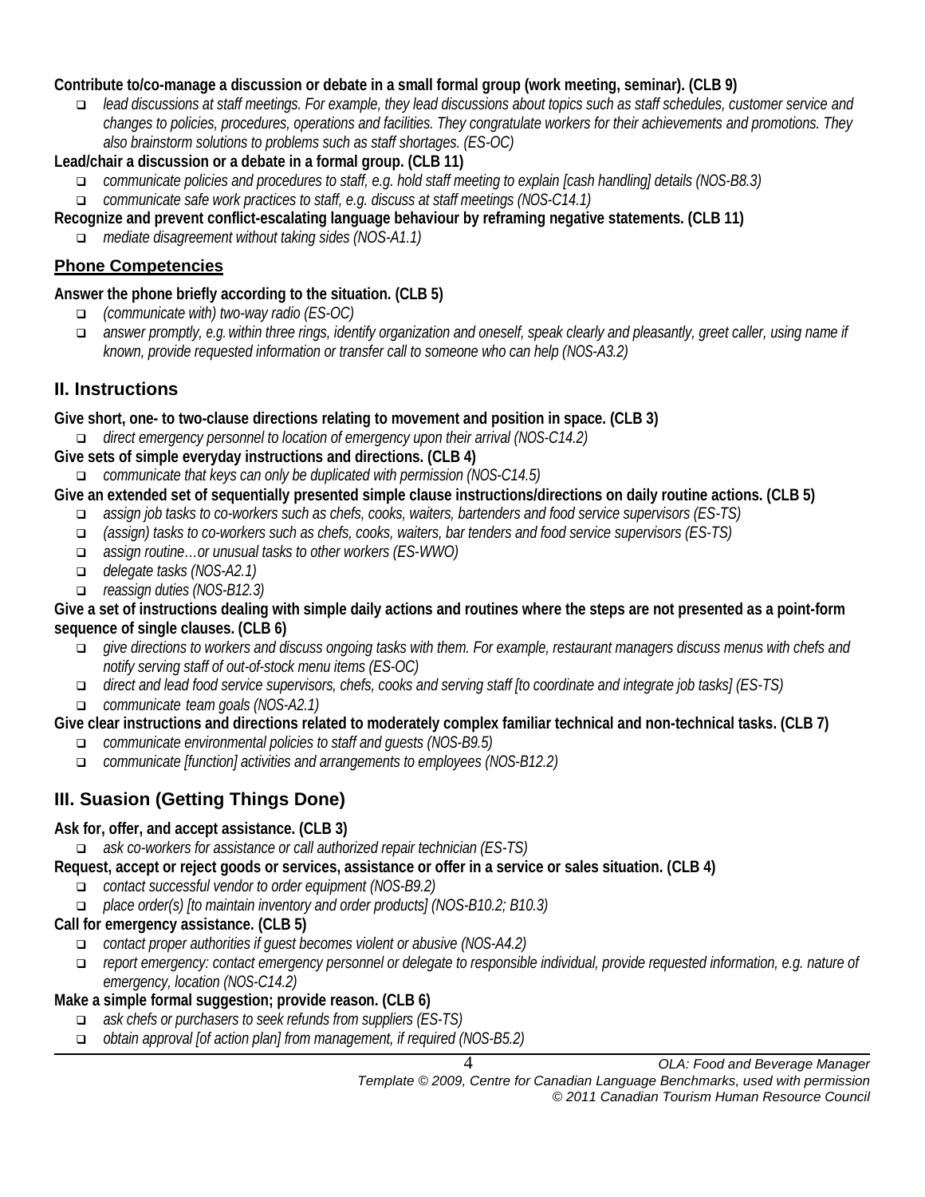**Contribute to/co-manage a discussion or debate in a small formal group (work meeting, seminar). (CLB 9)**

- *lead discussions at staff meetings. For example, they lead discussions about topics such as staff schedules, customer service and changes to policies, procedures, operations and facilities. They congratulate workers for their achievements and promotions. They also brainstorm solutions to problems such as staff shortages. (ES-OC)*

**Lead/chair a discussion or a debate in a formal group. (CLB 11)**

- *communicate policies and procedures to staff, e.g. hold staff meeting to explain [cash handling] details (NOS-B8.3)*
- *communicate safe work practices to staff, e.g. discuss at staff meetings (NOS-C14.1)*

**Recognize and prevent conflict-escalating language behaviour by reframing negative statements. (CLB 11)**

- *mediate disagreement without taking sides (NOS-A1.1)*

### Phone Competencies

**Answer the phone briefly according to the situation. (CLB 5)**

- *(communicate with) two-way radio (ES-OC)*
- *answer promptly, e.g. within three rings, identify organization and oneself, speak clearly and pleasantly, greet caller, using name if known, provide requested information or transfer call to someone who can help (NOS-A3.2)*

## II. Instructions

**Give short, one- to two-clause directions relating to movement and position in space. (CLB 3)**

- *direct emergency personnel to location of emergency upon their arrival (NOS-C14.2)*

**Give sets of simple everyday instructions and directions. (CLB 4)**

- *communicate that keys can only be duplicated with permission (NOS-C14.5)*

**Give an extended set of sequentially presented simple clause instructions/directions on daily routine actions. (CLB 5)**

- *assign job tasks to co-workers such as chefs, cooks, waiters, bartenders and food service supervisors (ES-TS)*
- *(assign) tasks to co-workers such as chefs, cooks, waiters, bar tenders and food service supervisors (ES-TS)*
- *assign routine…or unusual tasks to other workers (ES-WWO)*
- *delegate tasks (NOS-A2.1)*
- *reassign duties (NOS-B12.3)*

**Give a set of instructions dealing with simple daily actions and routines where the steps are not presented as a point-form sequence of single clauses. (CLB 6)**

- *give directions to workers and discuss ongoing tasks with them. For example, restaurant managers discuss menus with chefs and notify serving staff of out-of-stock menu items (ES-OC)*
- *direct and lead food service supervisors, chefs, cooks and serving staff [to coordinate and integrate job tasks] (ES-TS)*
- *communicate team goals (NOS-A2.1)*

**Give clear instructions and directions related to moderately complex familiar technical and non-technical tasks. (CLB 7)**

- *communicate environmental policies to staff and guests (NOS-B9.5)*
- *communicate [function] activities and arrangements to employees (NOS-B12.2)*

## III. Suasion (Getting Things Done)

**Ask for, offer, and accept assistance. (CLB 3)**

- *ask co-workers for assistance or call authorized repair technician (ES-TS)*

**Request, accept or reject goods or services, assistance or offer in a service or sales situation. (CLB 4)**

- *contact successful vendor to order equipment (NOS-B9.2)*
- *place order(s) [to maintain inventory and order products] (NOS-B10.2; B10.3)*

**Call for emergency assistance. (CLB 5)**

- *contact proper authorities if guest becomes violent or abusive (NOS-A4.2)*
- *report emergency: contact emergency personnel or delegate to responsible individual, provide requested information, e.g. nature of emergency, location (NOS-C14.2)*

**Make a simple formal suggestion; provide reason. (CLB 6)**

- *ask chefs or purchasers to seek refunds from suppliers (ES-TS)*
- *obtain approval [of action plan] from management, if required (NOS-B5.2)*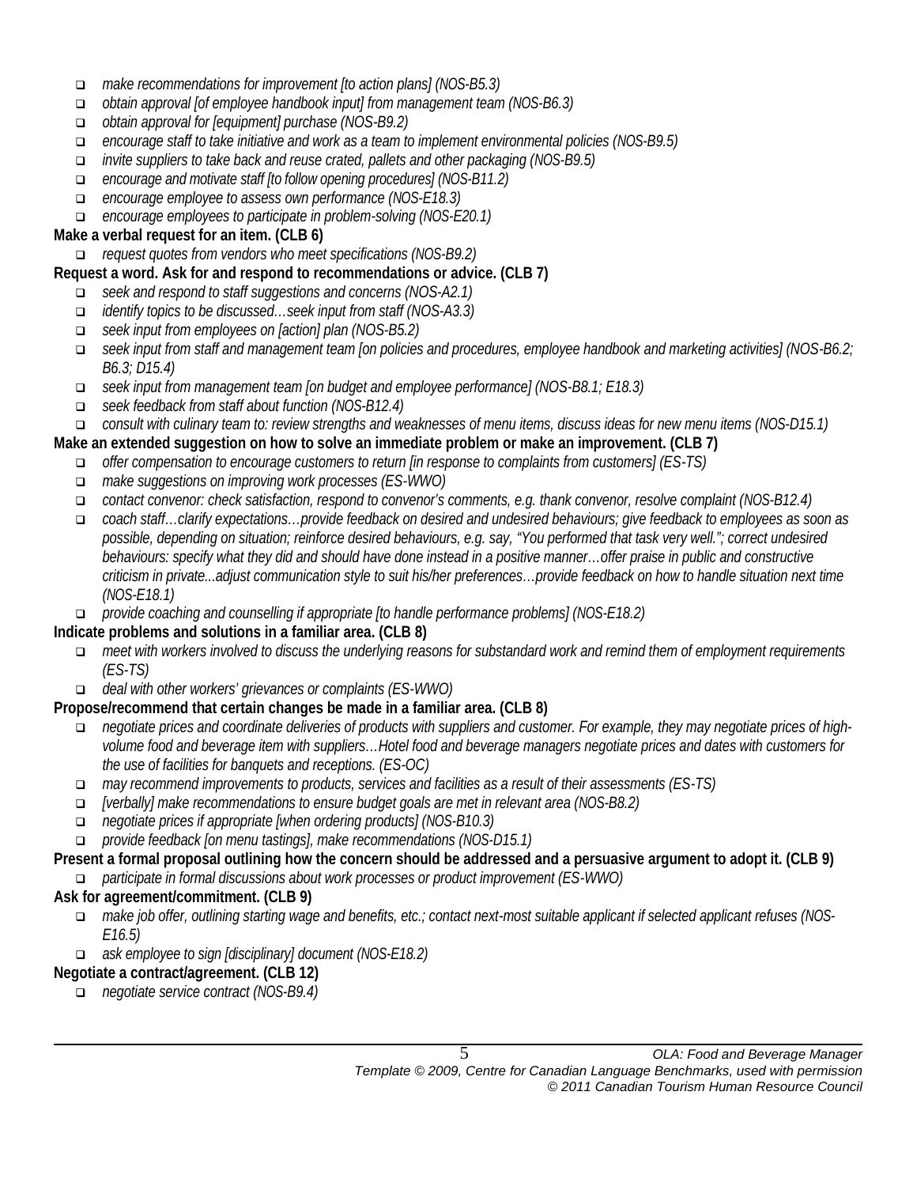- *make recommendations for improvement [to action plans] (NOS-B5.3)*
- *obtain approval [of employee handbook input] from management team (NOS-B6.3)*
- *obtain approval for [equipment] purchase (NOS-B9.2)*
- *encourage staff to take initiative and work as a team to implement environmental policies (NOS-B9.5)*
- *invite suppliers to take back and reuse crated, pallets and other packaging (NOS-B9.5)*
- *encourage and motivate staff [to follow opening procedures] (NOS-B11.2)*
- *encourage employee to assess own performance (NOS-E18.3)*
- *encourage employees to participate in problem-solving (NOS-E20.1)*

**Make a verbal request for an item. (CLB 6)**

- *request quotes from vendors who meet specifications (NOS-B9.2)*

**Request a word. Ask for and respond to recommendations or advice. (CLB 7)**

- *seek and respond to staff suggestions and concerns (NOS-A2.1)*
- *identify topics to be discussed…seek input from staff (NOS-A3.3)*
- *seek input from employees on [action] plan (NOS-B5.2)*
- *seek input from staff and management team [on policies and procedures, employee handbook and marketing activities] (NOS-B6.2; B6.3; D15.4)*
- *seek input from management team [on budget and employee performance] (NOS-B8.1; E18.3)*
- *seek feedback from staff about function (NOS-B12.4)*
- *consult with culinary team to: review strengths and weaknesses of menu items, discuss ideas for new menu items (NOS-D15.1)*

**Make an extended suggestion on how to solve an immediate problem or make an improvement. (CLB 7)**

- *offer compensation to encourage customers to return [in response to complaints from customers] (ES-TS)*
- *make suggestions on improving work processes (ES-WWO)*
- *contact convenor: check satisfaction, respond to convenor's comments, e.g. thank convenor, resolve complaint (NOS-B12.4)*
- *coach staff…clarify expectations…provide feedback on desired and undesired behaviours; give feedback to employees as soon as possible, depending on situation; reinforce desired behaviours, e.g. say, "You performed that task very well."; correct undesired behaviours: specify what they did and should have done instead in a positive manner…offer praise in public and constructive criticism in private...adjust communication style to suit his/her preferences…provide feedback on how to handle situation next time (NOS-E18.1)*
- *provide coaching and counselling if appropriate [to handle performance problems] (NOS-E18.2)*

**Indicate problems and solutions in a familiar area. (CLB 8)**

- *meet with workers involved to discuss the underlying reasons for substandard work and remind them of employment requirements (ES-TS)*
- *deal with other workers' grievances or complaints (ES-WWO)*

**Propose/recommend that certain changes be made in a familiar area. (CLB 8)**

- *negotiate prices and coordinate deliveries of products with suppliers and customer. For example, they may negotiate prices of high-volume food and beverage item with suppliers…Hotel food and beverage managers negotiate prices and dates with customers for the use of facilities for banquets and receptions. (ES-OC)*
- *may recommend improvements to products, services and facilities as a result of their assessments (ES-TS)*
- *[verbally] make recommendations to ensure budget goals are met in relevant area (NOS-B8.2)*
- *negotiate prices if appropriate [when ordering products] (NOS-B10.3)*
- *provide feedback [on menu tastings], make recommendations (NOS-D15.1)*

**Present a formal proposal outlining how the concern should be addressed and a persuasive argument to adopt it. (CLB 9)**

- *participate in formal discussions about work processes or product improvement (ES-WWO)*

**Ask for agreement/commitment. (CLB 9)**

- *make job offer, outlining starting wage and benefits, etc.; contact next-most suitable applicant if selected applicant refuses (NOS-E16.5)*
- *ask employee to sign [disciplinary] document (NOS-E18.2)*

**Negotiate a contract/agreement. (CLB 12)**

- *negotiate service contract (NOS-B9.4)*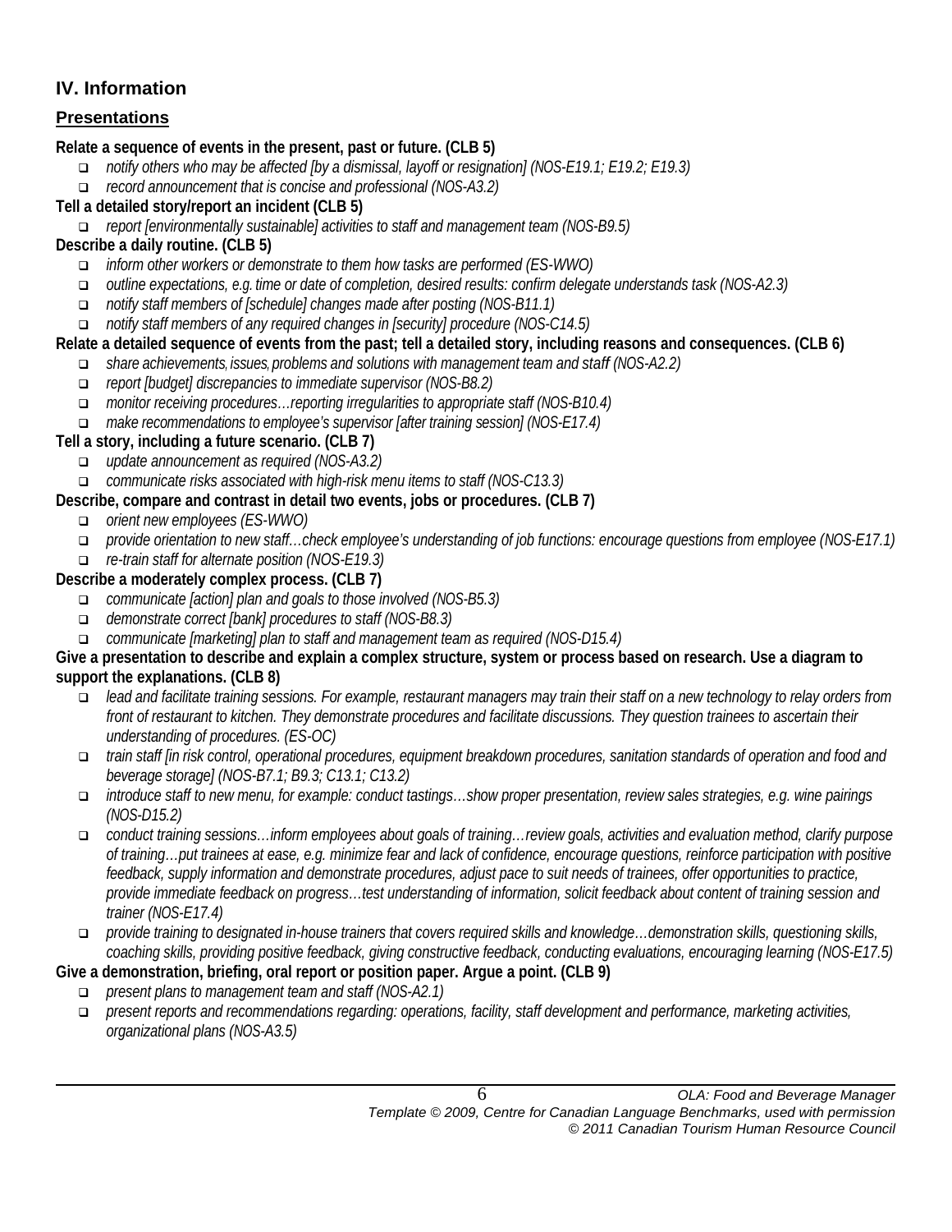## IV. Information

### Presentations

**Relate a sequence of events in the present, past or future. (CLB 5)**

- *notify others who may be affected [by a dismissal, layoff or resignation] (NOS-E19.1; E19.2; E19.3)*
- *record announcement that is concise and professional (NOS-A3.2)*

**Tell a detailed story/report an incident (CLB 5)**

- *report [environmentally sustainable] activities to staff and management team (NOS-B9.5)*

**Describe a daily routine. (CLB 5)**

- *inform other workers or demonstrate to them how tasks are performed (ES-WWO)*
- *outline expectations, e.g. time or date of completion, desired results: confirm delegate understands task (NOS-A2.3)*
- *notify staff members of [schedule] changes made after posting (NOS-B11.1)*
- *notify staff members of any required changes in [security] procedure (NOS-C14.5)*

**Relate a detailed sequence of events from the past; tell a detailed story, including reasons and consequences. (CLB 6)**

- *share achievements, issues, problems and solutions with management team and staff (NOS-A2.2)*
- *report [budget] discrepancies to immediate supervisor (NOS-B8.2)*
- *monitor receiving procedures…reporting irregularities to appropriate staff (NOS-B10.4)*
- *make recommendations to employee's supervisor [after training session] (NOS-E17.4)*

**Tell a story, including a future scenario. (CLB 7)**

- *update announcement as required (NOS-A3.2)*
- *communicate risks associated with high-risk menu items to staff (NOS-C13.3)*

**Describe, compare and contrast in detail two events, jobs or procedures. (CLB 7)**

- *orient new employees (ES-WWO)*
- *provide orientation to new staff…check employee's understanding of job functions: encourage questions from employee (NOS-E17.1)*
- *re-train staff for alternate position (NOS-E19.3)*

**Describe a moderately complex process. (CLB 7)**

- *communicate [action] plan and goals to those involved (NOS-B5.3)*
- *demonstrate correct [bank] procedures to staff (NOS-B8.3)*
- *communicate [marketing] plan to staff and management team as required (NOS-D15.4)*

**Give a presentation to describe and explain a complex structure, system or process based on research. Use a diagram to support the explanations. (CLB 8)**

- *lead and facilitate training sessions. For example, restaurant managers may train their staff on a new technology to relay orders from front of restaurant to kitchen. They demonstrate procedures and facilitate discussions. They question trainees to ascertain their understanding of procedures. (ES-OC)*
- *train staff [in risk control, operational procedures, equipment breakdown procedures, sanitation standards of operation and food and beverage storage] (NOS-B7.1; B9.3; C13.1; C13.2)*
- *introduce staff to new menu, for example: conduct tastings…show proper presentation, review sales strategies, e.g. wine pairings (NOS-D15.2)*
- *conduct training sessions…inform employees about goals of training…review goals, activities and evaluation method, clarify purpose of training…put trainees at ease, e.g. minimize fear and lack of confidence, encourage questions, reinforce participation with positive feedback, supply information and demonstrate procedures, adjust pace to suit needs of trainees, offer opportunities to practice, provide immediate feedback on progress…test understanding of information, solicit feedback about content of training session and trainer (NOS-E17.4)*
- *provide training to designated in-house trainers that covers required skills and knowledge…demonstration skills, questioning skills, coaching skills, providing positive feedback, giving constructive feedback, conducting evaluations, encouraging learning (NOS-E17.5)*

**Give a demonstration, briefing, oral report or position paper. Argue a point. (CLB 9)**

- *present plans to management team and staff (NOS-A2.1)*
- *present reports and recommendations regarding: operations, facility, staff development and performance, marketing activities, organizational plans (NOS-A3.5)*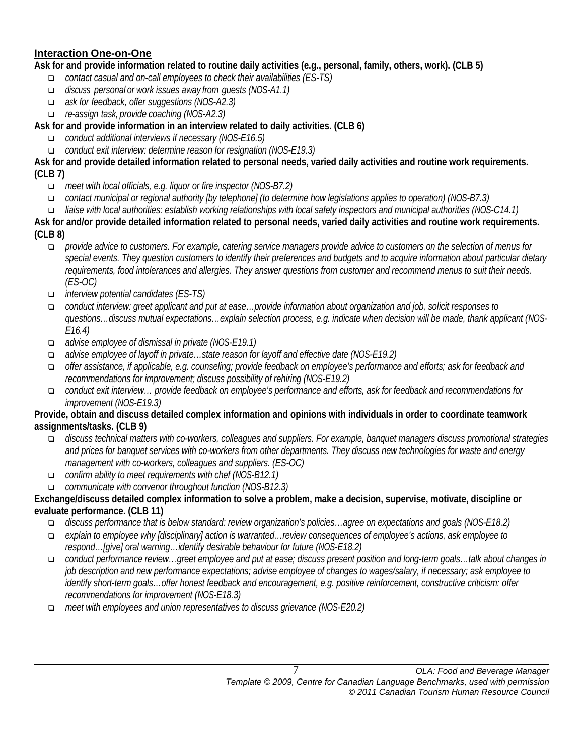## Interaction One-on-One

**Ask for and provide information related to routine daily activities (e.g., personal, family, others, work). (CLB 5)**

- *contact casual and on-call employees to check their availabilities (ES-TS)*
- *discuss personal or work issues away from guests (NOS-A1.1)*
- *ask for feedback, offer suggestions (NOS-A2.3)*
- *re-assign task, provide coaching (NOS-A2.3)*

**Ask for and provide information in an interview related to daily activities. (CLB 6)**

- *conduct additional interviews if necessary (NOS-E16.5)*
- *conduct exit interview: determine reason for resignation (NOS-E19.3)*

**Ask for and provide detailed information related to personal needs, varied daily activities and routine work requirements. (CLB 7)**

- *meet with local officials, e.g. liquor or fire inspector (NOS-B7.2)*
- *contact municipal or regional authority [by telephone] (to determine how legislations applies to operation) (NOS-B7.3)*
- *liaise with local authorities: establish working relationships with local safety inspectors and municipal authorities (NOS-C14.1)*

**Ask for and/or provide detailed information related to personal needs, varied daily activities and routine work requirements. (CLB 8)**

- *provide advice to customers. For example, catering service managers provide advice to customers on the selection of menus for special events. They question customers to identify their preferences and budgets and to acquire information about particular dietary requirements, food intolerances and allergies. They answer questions from customer and recommend menus to suit their needs. (ES-OC)*
- *interview potential candidates (ES-TS)*
- *conduct interview: greet applicant and put at ease…provide information about organization and job, solicit responses to questions…discuss mutual expectations…explain selection process, e.g. indicate when decision will be made, thank applicant (NOS-E16.4)*
- *advise employee of dismissal in private (NOS-E19.1)*
- *advise employee of layoff in private…state reason for layoff and effective date (NOS-E19.2)*
- *offer assistance, if applicable, e.g. counseling; provide feedback on employee's performance and efforts; ask for feedback and recommendations for improvement; discuss possibility of rehiring (NOS-E19.2)*
- *conduct exit interview… provide feedback on employee's performance and efforts, ask for feedback and recommendations for improvement (NOS-E19.3)*

**Provide, obtain and discuss detailed complex information and opinions with individuals in order to coordinate teamwork assignments/tasks. (CLB 9)**

- *discuss technical matters with co-workers, colleagues and suppliers. For example, banquet managers discuss promotional strategies and prices for banquet services with co-workers from other departments. They discuss new technologies for waste and energy management with co-workers, colleagues and suppliers. (ES-OC)*
- *confirm ability to meet requirements with chef (NOS-B12.1)*
- *communicate with convenor throughout function (NOS-B12.3)*

**Exchange/discuss detailed complex information to solve a problem, make a decision, supervise, motivate, discipline or evaluate performance. (CLB 11)**

- *discuss performance that is below standard: review organization's policies…agree on expectations and goals (NOS-E18.2)*
- *explain to employee why [disciplinary] action is warranted…review consequences of employee's actions, ask employee to respond…[give] oral warning…identify desirable behaviour for future (NOS-E18.2)*
- *conduct performance review…greet employee and put at ease; discuss present position and long-term goals…talk about changes in job description and new performance expectations; advise employee of changes to wages/salary, if necessary; ask employee to identify short-term goals…offer honest feedback and encouragement, e.g. positive reinforcement, constructive criticism: offer recommendations for improvement (NOS-E18.3)*
- *meet with employees and union representatives to discuss grievance (NOS-E20.2)*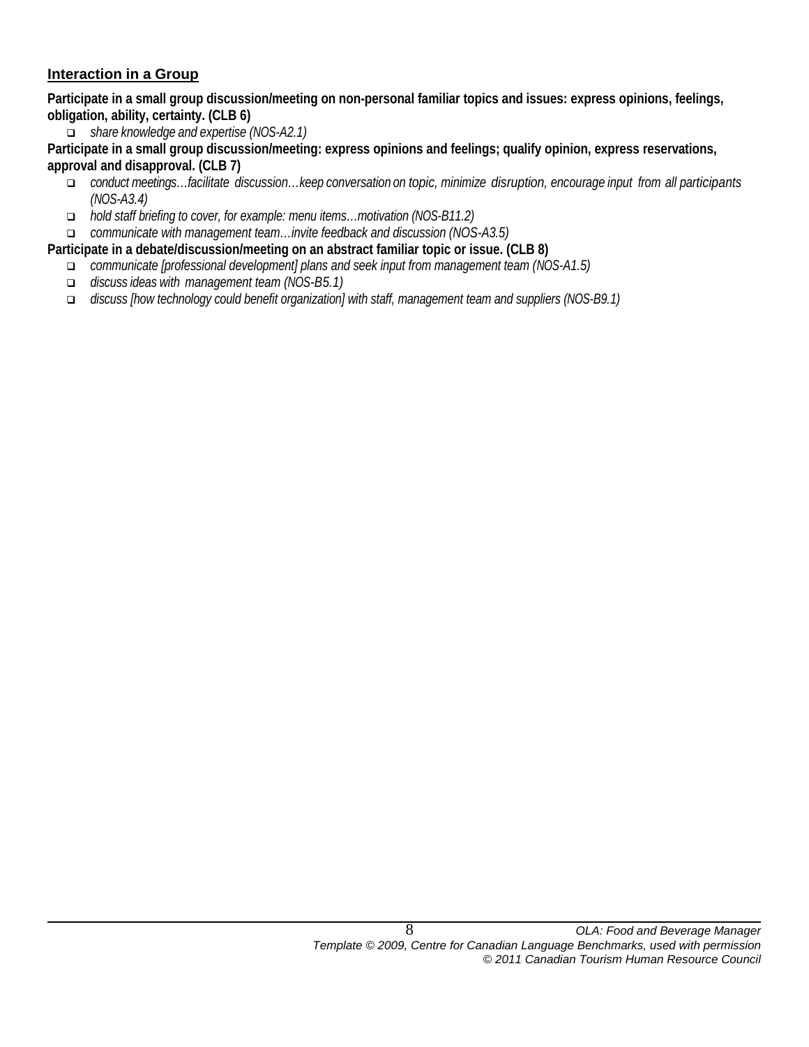## Interaction in a Group

**Participate in a small group discussion/meeting on non-personal familiar topics and issues: express opinions, feelings, obligation, ability, certainty. (CLB 6)**

- *share knowledge and expertise (NOS-A2.1)*

**Participate in a small group discussion/meeting: express opinions and feelings; qualify opinion, express reservations, approval and disapproval. (CLB 7)**

- *conduct meetings…facilitate discussion…keep conversation on topic, minimize disruption, encourage input from all participants (NOS-A3.4)*
- *hold staff briefing to cover, for example: menu items…motivation (NOS-B11.2)*
- *communicate with management team…invite feedback and discussion (NOS-A3.5)*

**Participate in a debate/discussion/meeting on an abstract familiar topic or issue. (CLB 8)**

- *communicate [professional development] plans and seek input from management team (NOS-A1.5)*
- *discuss ideas with management team (NOS-B5.1)*
- *discuss [how technology could benefit organization] with staff, management team and suppliers (NOS-B9.1)*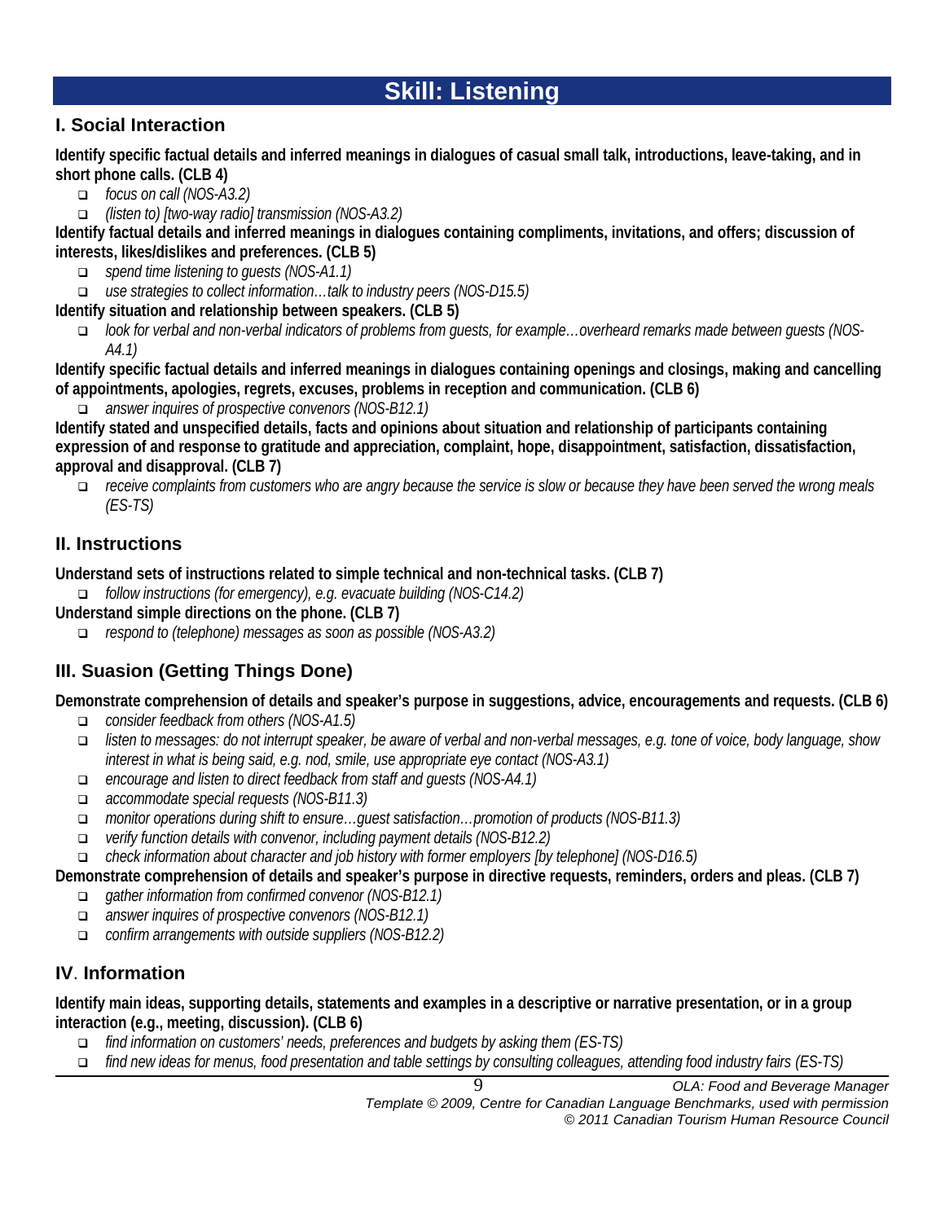# Skill: Listening

## I. Social Interaction

**Identify specific factual details and inferred meanings in dialogues of casual small talk, introductions, leave-taking, and in short phone calls. (CLB 4)**

- *focus on call (NOS-A3.2)*
- *(listen to) [two-way radio] transmission (NOS-A3.2)*

**Identify factual details and inferred meanings in dialogues containing compliments, invitations, and offers; discussion of interests, likes/dislikes and preferences. (CLB 5)**

- *spend time listening to guests (NOS-A1.1)*
- *use strategies to collect information…talk to industry peers (NOS-D15.5)*

**Identify situation and relationship between speakers. (CLB 5)**

- *look for verbal and non-verbal indicators of problems from guests, for example…overheard remarks made between guests (NOS-A4.1)*

**Identify specific factual details and inferred meanings in dialogues containing openings and closings, making and cancelling of appointments, apologies, regrets, excuses, problems in reception and communication. (CLB 6)**

- *answer inquires of prospective convenors (NOS-B12.1)*

**Identify stated and unspecified details, facts and opinions about situation and relationship of participants containing expression of and response to gratitude and appreciation, complaint, hope, disappointment, satisfaction, dissatisfaction, approval and disapproval. (CLB 7)**

- *receive complaints from customers who are angry because the service is slow or because they have been served the wrong meals (ES-TS)*

## II. Instructions

**Understand sets of instructions related to simple technical and non-technical tasks. (CLB 7)**

- *follow instructions (for emergency), e.g. evacuate building (NOS-C14.2)*

**Understand simple directions on the phone. (CLB 7)**

- *respond to (telephone) messages as soon as possible (NOS-A3.2)*

## III. Suasion (Getting Things Done)

**Demonstrate comprehension of details and speaker's purpose in suggestions, advice, encouragements and requests. (CLB 6)**

- *consider feedback from others (NOS-A1.5)*
- *listen to messages: do not interrupt speaker, be aware of verbal and non-verbal messages, e.g. tone of voice, body language, show interest in what is being said, e.g. nod, smile, use appropriate eye contact (NOS-A3.1)*
- *encourage and listen to direct feedback from staff and guests (NOS-A4.1)*
- *accommodate special requests (NOS-B11.3)*
- *monitor operations during shift to ensure…guest satisfaction…promotion of products (NOS-B11.3)*
- *verify function details with convenor, including payment details (NOS-B12.2)*
- *check information about character and job history with former employers [by telephone] (NOS-D16.5)*

**Demonstrate comprehension of details and speaker's purpose in directive requests, reminders, orders and pleas. (CLB 7)**

- *gather information from confirmed convenor (NOS-B12.1)*
- *answer inquires of prospective convenors (NOS-B12.1)*
- *confirm arrangements with outside suppliers (NOS-B12.2)*

## IV. Information

**Identify main ideas, supporting details, statements and examples in a descriptive or narrative presentation, or in a group interaction (e.g., meeting, discussion). (CLB 6)**

- *find information on customers' needs, preferences and budgets by asking them (ES-TS)*
- *find new ideas for menus, food presentation and table settings by consulting colleagues, attending food industry fairs (ES-TS)*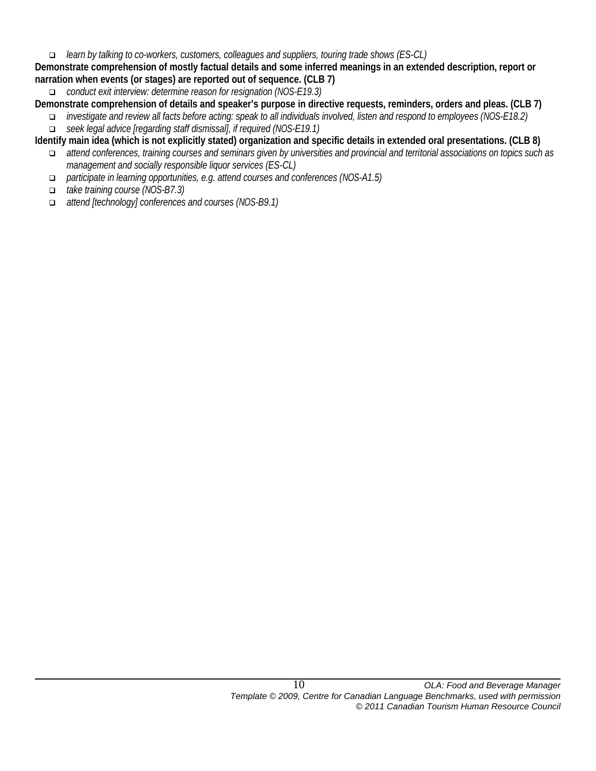- *learn by talking to co-workers, customers, colleagues and suppliers, touring trade shows (ES-CL)*

**Demonstrate comprehension of mostly factual details and some inferred meanings in an extended description, report or narration when events (or stages) are reported out of sequence. (CLB 7)**

- *conduct exit interview: determine reason for resignation (NOS-E19.3)*

**Demonstrate comprehension of details and speaker's purpose in directive requests, reminders, orders and pleas. (CLB 7)**

- *investigate and review all facts before acting: speak to all individuals involved, listen and respond to employees (NOS-E18.2)*
- *seek legal advice [regarding staff dismissal], if required (NOS-E19.1)*

**Identify main idea (which is not explicitly stated) organization and specific details in extended oral presentations. (CLB 8)**

- *attend conferences, training courses and seminars given by universities and provincial and territorial associations on topics such as management and socially responsible liquor services (ES-CL)*
- *participate in learning opportunities, e.g. attend courses and conferences (NOS-A1.5)*
- *take training course (NOS-B7.3)*
- *attend [technology] conferences and courses (NOS-B9.1)*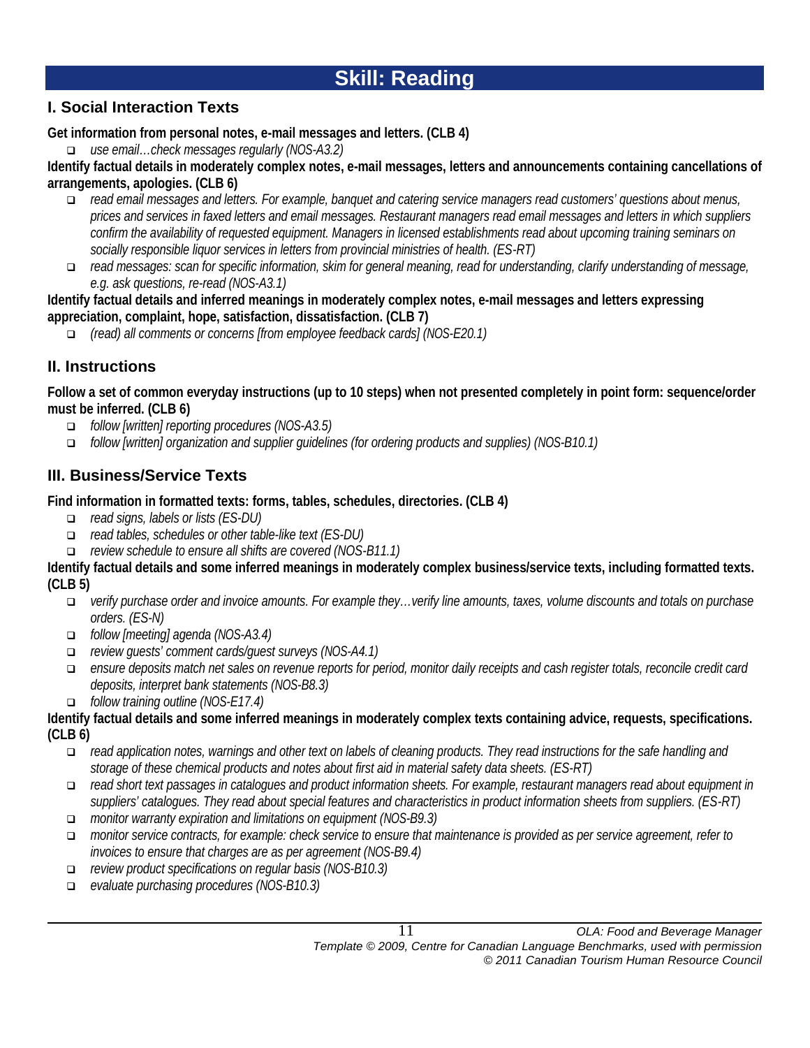# Skill: Reading

## I. Social Interaction Texts

**Get information from personal notes, e-mail messages and letters. (CLB 4)**

- *use email…check messages regularly (NOS-A3.2)*

**Identify factual details in moderately complex notes, e-mail messages, letters and announcements containing cancellations of arrangements, apologies. (CLB 6)**

- *read email messages and letters. For example, banquet and catering service managers read customers' questions about menus, prices and services in faxed letters and email messages. Restaurant managers read email messages and letters in which suppliers confirm the availability of requested equipment. Managers in licensed establishments read about upcoming training seminars on socially responsible liquor services in letters from provincial ministries of health. (ES-RT)*
- *read messages: scan for specific information, skim for general meaning, read for understanding, clarify understanding of message, e.g. ask questions, re-read (NOS-A3.1)*

**Identify factual details and inferred meanings in moderately complex notes, e-mail messages and letters expressing appreciation, complaint, hope, satisfaction, dissatisfaction. (CLB 7)**

- *(read) all comments or concerns [from employee feedback cards] (NOS-E20.1)*

## II. Instructions

**Follow a set of common everyday instructions (up to 10 steps) when not presented completely in point form: sequence/order must be inferred. (CLB 6)**

- *follow [written] reporting procedures (NOS-A3.5)*
- *follow [written] organization and supplier guidelines (for ordering products and supplies) (NOS-B10.1)*

## III. Business/Service Texts

**Find information in formatted texts: forms, tables, schedules, directories. (CLB 4)**

- *read signs, labels or lists (ES-DU)*
- *read tables, schedules or other table-like text (ES-DU)*
- *review schedule to ensure all shifts are covered (NOS-B11.1)*

**Identify factual details and some inferred meanings in moderately complex business/service texts, including formatted texts. (CLB 5)**

- *verify purchase order and invoice amounts. For example they…verify line amounts, taxes, volume discounts and totals on purchase orders. (ES-N)*
- *follow [meeting] agenda (NOS-A3.4)*
- *review guests' comment cards/guest surveys (NOS-A4.1)*
- *ensure deposits match net sales on revenue reports for period, monitor daily receipts and cash register totals, reconcile credit card deposits, interpret bank statements (NOS-B8.3)*
- *follow training outline (NOS-E17.4)*

**Identify factual details and some inferred meanings in moderately complex texts containing advice, requests, specifications. (CLB 6)**

- *read application notes, warnings and other text on labels of cleaning products. They read instructions for the safe handling and storage of these chemical products and notes about first aid in material safety data sheets. (ES-RT)*
- *read short text passages in catalogues and product information sheets. For example, restaurant managers read about equipment in suppliers' catalogues. They read about special features and characteristics in product information sheets from suppliers. (ES-RT)*
- *monitor warranty expiration and limitations on equipment (NOS-B9.3)*
- *monitor service contracts, for example: check service to ensure that maintenance is provided as per service agreement, refer to invoices to ensure that charges are as per agreement (NOS-B9.4)*
- *review product specifications on regular basis (NOS-B10.3)*
- *evaluate purchasing procedures (NOS-B10.3)*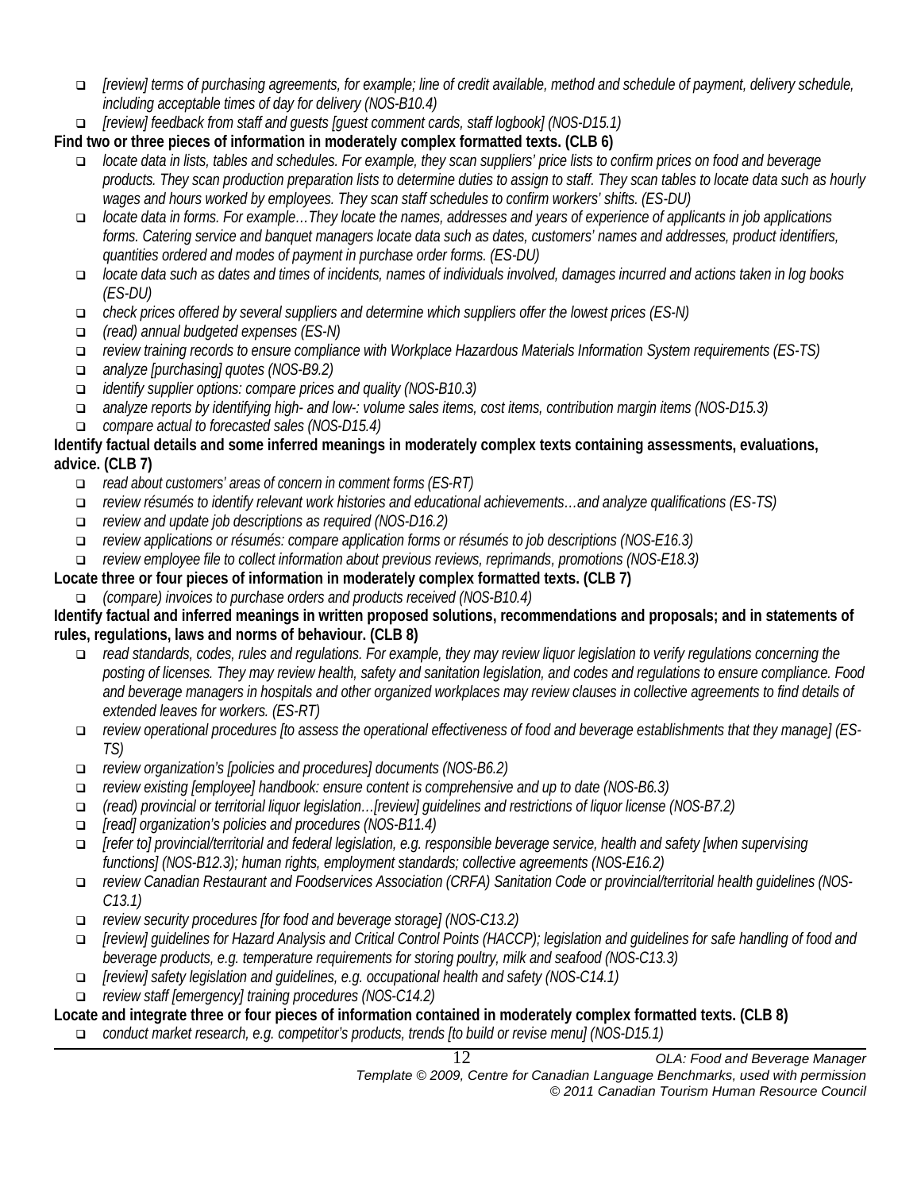- *[review] terms of purchasing agreements, for example; line of credit available, method and schedule of payment, delivery schedule, including acceptable times of day for delivery (NOS-B10.4)*
- *[review] feedback from staff and guests [guest comment cards, staff logbook] (NOS-D15.1)*

**Find two or three pieces of information in moderately complex formatted texts. (CLB 6)**

- *locate data in lists, tables and schedules. For example, they scan suppliers' price lists to confirm prices on food and beverage products. They scan production preparation lists to determine duties to assign to staff. They scan tables to locate data such as hourly wages and hours worked by employees. They scan staff schedules to confirm workers' shifts. (ES-DU)*
- *locate data in forms. For example…They locate the names, addresses and years of experience of applicants in job applications forms. Catering service and banquet managers locate data such as dates, customers' names and addresses, product identifiers, quantities ordered and modes of payment in purchase order forms. (ES-DU)*
- *locate data such as dates and times of incidents, names of individuals involved, damages incurred and actions taken in log books (ES-DU)*
- *check prices offered by several suppliers and determine which suppliers offer the lowest prices (ES-N)*
- *(read) annual budgeted expenses (ES-N)*
- *review training records to ensure compliance with Workplace Hazardous Materials Information System requirements (ES-TS)*
- *analyze [purchasing] quotes (NOS-B9.2)*
- *identify supplier options: compare prices and quality (NOS-B10.3)*
- *analyze reports by identifying high- and low-: volume sales items, cost items, contribution margin items (NOS-D15.3)*
- *compare actual to forecasted sales (NOS-D15.4)*

**Identify factual details and some inferred meanings in moderately complex texts containing assessments, evaluations, advice. (CLB 7)**

- *read about customers' areas of concern in comment forms (ES-RT)*
- *review résumés to identify relevant work histories and educational achievements…and analyze qualifications (ES-TS)*
- *review and update job descriptions as required (NOS-D16.2)*
- *review applications or résumés: compare application forms or résumés to job descriptions (NOS-E16.3)*
- *review employee file to collect information about previous reviews, reprimands, promotions (NOS-E18.3)*

**Locate three or four pieces of information in moderately complex formatted texts. (CLB 7)**

- *(compare) invoices to purchase orders and products received (NOS-B10.4)*

**Identify factual and inferred meanings in written proposed solutions, recommendations and proposals; and in statements of rules, regulations, laws and norms of behaviour. (CLB 8)**

- *read standards, codes, rules and regulations. For example, they may review liquor legislation to verify regulations concerning the posting of licenses. They may review health, safety and sanitation legislation, and codes and regulations to ensure compliance. Food and beverage managers in hospitals and other organized workplaces may review clauses in collective agreements to find details of extended leaves for workers. (ES-RT)*
- *review operational procedures [to assess the operational effectiveness of food and beverage establishments that they manage] (ES-TS)*
- *review organization's [policies and procedures] documents (NOS-B6.2)*
- *review existing [employee] handbook: ensure content is comprehensive and up to date (NOS-B6.3)*
- *(read) provincial or territorial liquor legislation…[review] guidelines and restrictions of liquor license (NOS-B7.2)*
- *[read] organization's policies and procedures (NOS-B11.4)*
- *[refer to] provincial/territorial and federal legislation, e.g. responsible beverage service, health and safety [when supervising functions] (NOS-B12.3); human rights, employment standards; collective agreements (NOS-E16.2)*
- *review Canadian Restaurant and Foodservices Association (CRFA) Sanitation Code or provincial/territorial health guidelines (NOS-C13.1)*
- *review security procedures [for food and beverage storage] (NOS-C13.2)*
- *[review] guidelines for Hazard Analysis and Critical Control Points (HACCP); legislation and guidelines for safe handling of food and beverage products, e.g. temperature requirements for storing poultry, milk and seafood (NOS-C13.3)*
- *[review] safety legislation and guidelines, e.g. occupational health and safety (NOS-C14.1)*
- *review staff [emergency] training procedures (NOS-C14.2)*

**Locate and integrate three or four pieces of information contained in moderately complex formatted texts. (CLB 8)**

- *conduct market research, e.g. competitor's products, trends [to build or revise menu] (NOS-D15.1)*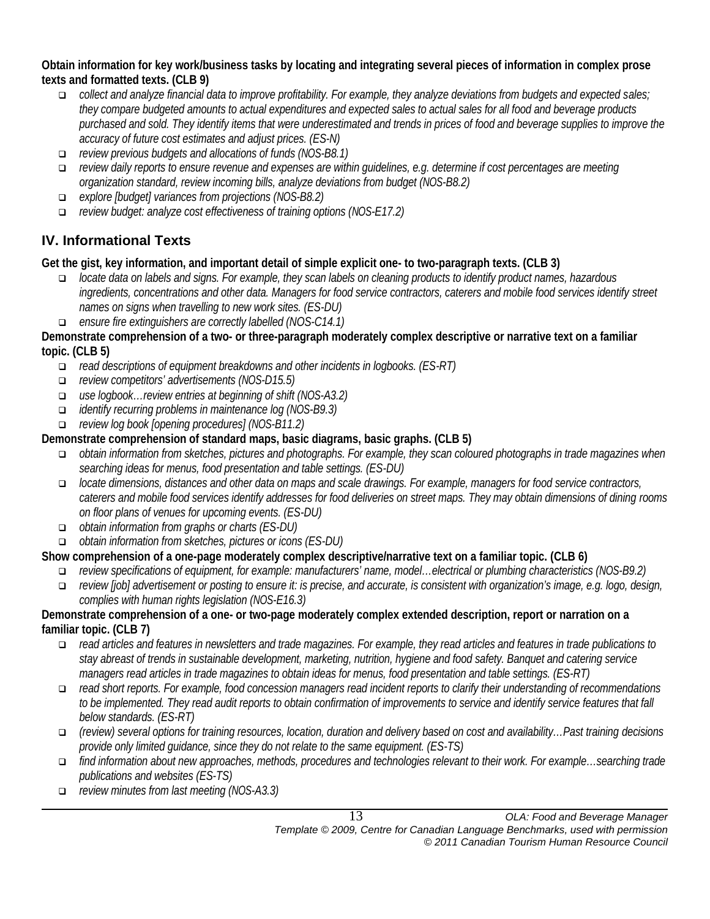**Obtain information for key work/business tasks by locating and integrating several pieces of information in complex prose texts and formatted texts. (CLB 9)**

- *collect and analyze financial data to improve profitability. For example, they analyze deviations from budgets and expected sales; they compare budgeted amounts to actual expenditures and expected sales to actual sales for all food and beverage products purchased and sold. They identify items that were underestimated and trends in prices of food and beverage supplies to improve the accuracy of future cost estimates and adjust prices. (ES-N)*
- *review previous budgets and allocations of funds (NOS-B8.1)*
- *review daily reports to ensure revenue and expenses are within guidelines, e.g. determine if cost percentages are meeting organization standard, review incoming bills, analyze deviations from budget (NOS-B8.2)*
- *explore [budget] variances from projections (NOS-B8.2)*
- *review budget: analyze cost effectiveness of training options (NOS-E17.2)*

## IV. Informational Texts

**Get the gist, key information, and important detail of simple explicit one- to two-paragraph texts. (CLB 3)**

- *locate data on labels and signs. For example, they scan labels on cleaning products to identify product names, hazardous ingredients, concentrations and other data. Managers for food service contractors, caterers and mobile food services identify street names on signs when travelling to new work sites. (ES-DU)*
- *ensure fire extinguishers are correctly labelled (NOS-C14.1)*

**Demonstrate comprehension of a two- or three-paragraph moderately complex descriptive or narrative text on a familiar topic. (CLB 5)**

- *read descriptions of equipment breakdowns and other incidents in logbooks. (ES-RT)*
- *review competitors' advertisements (NOS-D15.5)*
- *use logbook…review entries at beginning of shift (NOS-A3.2)*
- *identify recurring problems in maintenance log (NOS-B9.3)*
- *review log book [opening procedures] (NOS-B11.2)*

**Demonstrate comprehension of standard maps, basic diagrams, basic graphs. (CLB 5)**

- *obtain information from sketches, pictures and photographs. For example, they scan coloured photographs in trade magazines when searching ideas for menus, food presentation and table settings. (ES-DU)*
- *locate dimensions, distances and other data on maps and scale drawings. For example, managers for food service contractors, caterers and mobile food services identify addresses for food deliveries on street maps. They may obtain dimensions of dining rooms on floor plans of venues for upcoming events. (ES-DU)*
- *obtain information from graphs or charts (ES-DU)*
- *obtain information from sketches, pictures or icons (ES-DU)*

**Show comprehension of a one-page moderately complex descriptive/narrative text on a familiar topic. (CLB 6)**

- *review specifications of equipment, for example: manufacturers' name, model…electrical or plumbing characteristics (NOS-B9.2)*
- *review [job] advertisement or posting to ensure it: is precise, and accurate, is consistent with organization's image, e.g. logo, design, complies with human rights legislation (NOS-E16.3)*

**Demonstrate comprehension of a one- or two-page moderately complex extended description, report or narration on a familiar topic. (CLB 7)**

- *read articles and features in newsletters and trade magazines. For example, they read articles and features in trade publications to stay abreast of trends in sustainable development, marketing, nutrition, hygiene and food safety. Banquet and catering service managers read articles in trade magazines to obtain ideas for menus, food presentation and table settings. (ES-RT)*
- *read short reports. For example, food concession managers read incident reports to clarify their understanding of recommendations to be implemented. They read audit reports to obtain confirmation of improvements to service and identify service features that fall below standards. (ES-RT)*
- *(review) several options for training resources, location, duration and delivery based on cost and availability…Past training decisions provide only limited guidance, since they do not relate to the same equipment. (ES-TS)*
- *find information about new approaches, methods, procedures and technologies relevant to their work. For example…searching trade publications and websites (ES-TS)*
- *review minutes from last meeting (NOS-A3.3)*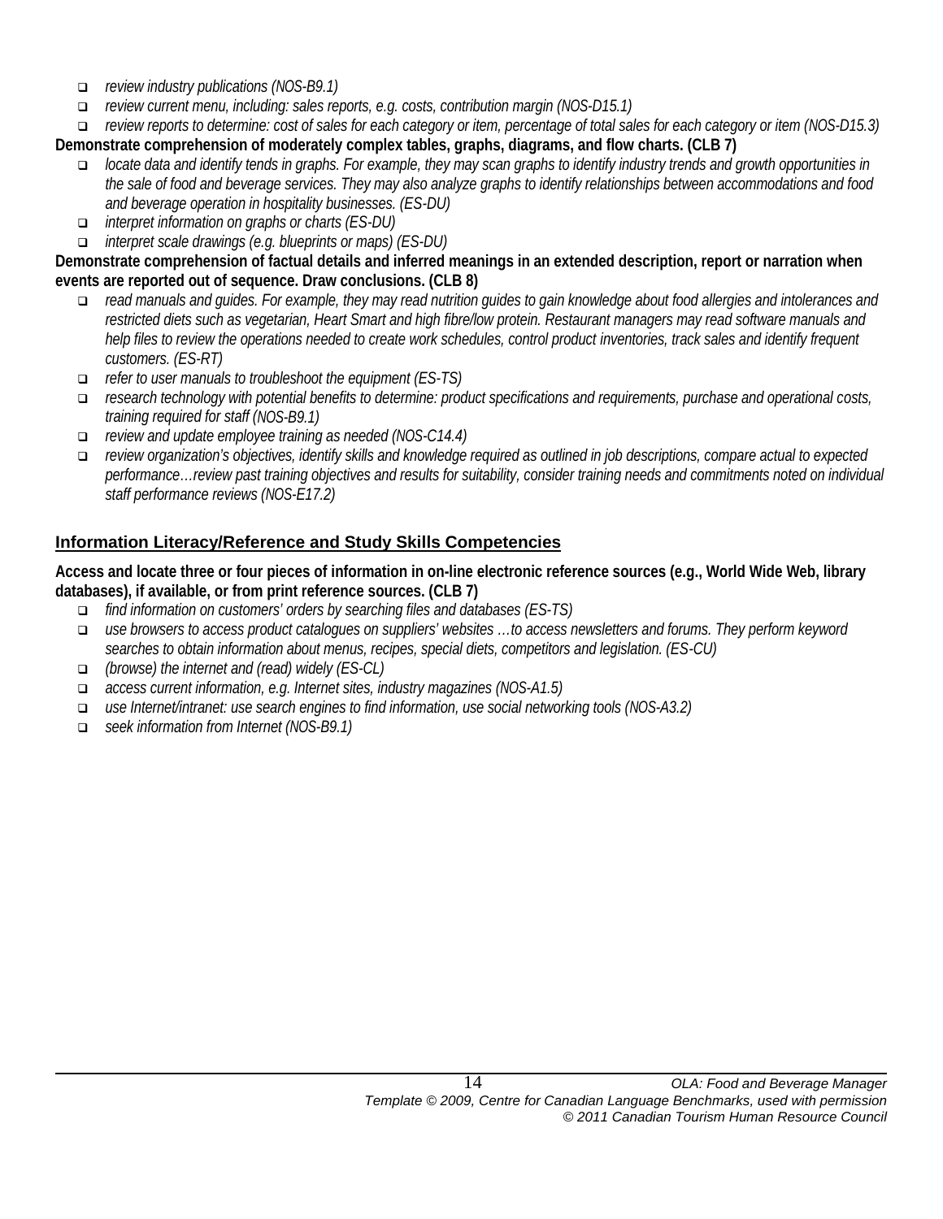- *review industry publications (NOS-B9.1)*
- *review current menu, including: sales reports, e.g. costs, contribution margin (NOS-D15.1)*
- *review reports to determine: cost of sales for each category or item, percentage of total sales for each category or item (NOS-D15.3)*

**Demonstrate comprehension of moderately complex tables, graphs, diagrams, and flow charts. (CLB 7)**

- *locate data and identify tends in graphs. For example, they may scan graphs to identify industry trends and growth opportunities in the sale of food and beverage services. They may also analyze graphs to identify relationships between accommodations and food and beverage operation in hospitality businesses. (ES-DU)*
- *interpret information on graphs or charts (ES-DU)*
- *interpret scale drawings (e.g. blueprints or maps) (ES-DU)*

**Demonstrate comprehension of factual details and inferred meanings in an extended description, report or narration when events are reported out of sequence. Draw conclusions. (CLB 8)**

- *read manuals and guides. For example, they may read nutrition guides to gain knowledge about food allergies and intolerances and restricted diets such as vegetarian, Heart Smart and high fibre/low protein. Restaurant managers may read software manuals and help files to review the operations needed to create work schedules, control product inventories, track sales and identify frequent customers. (ES-RT)*
- *refer to user manuals to troubleshoot the equipment (ES-TS)*
- *research technology with potential benefits to determine: product specifications and requirements, purchase and operational costs, training required for staff (NOS-B9.1)*
- *review and update employee training as needed (NOS-C14.4)*
- *review organization's objectives, identify skills and knowledge required as outlined in job descriptions, compare actual to expected performance…review past training objectives and results for suitability, consider training needs and commitments noted on individual staff performance reviews (NOS-E17.2)*

## Information Literacy/Reference and Study Skills Competencies

**Access and locate three or four pieces of information in on-line electronic reference sources (e.g., World Wide Web, library databases), if available, or from print reference sources. (CLB 7)**

- *find information on customers' orders by searching files and databases (ES-TS)*
- *use browsers to access product catalogues on suppliers' websites …to access newsletters and forums. They perform keyword searches to obtain information about menus, recipes, special diets, competitors and legislation. (ES-CU)*
- *(browse) the internet and (read) widely (ES-CL)*
- *access current information, e.g. Internet sites, industry magazines (NOS-A1.5)*
- *use Internet/intranet: use search engines to find information, use social networking tools (NOS-A3.2)*
- *seek information from Internet (NOS-B9.1)*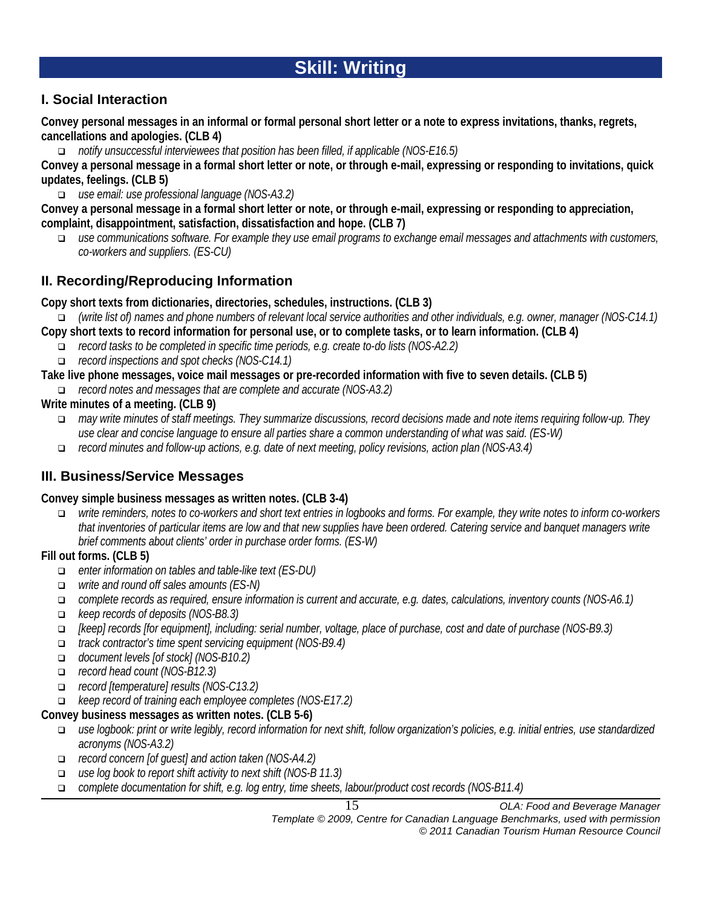# Skill: Writing

## I. Social Interaction

**Convey personal messages in an informal or formal personal short letter or a note to express invitations, thanks, regrets, cancellations and apologies. (CLB 4)**

- *notify unsuccessful interviewees that position has been filled, if applicable (NOS-E16.5)*

**Convey a personal message in a formal short letter or note, or through e-mail, expressing or responding to invitations, quick updates, feelings. (CLB 5)**

- *use email: use professional language (NOS-A3.2)*

**Convey a personal message in a formal short letter or note, or through e-mail, expressing or responding to appreciation, complaint, disappointment, satisfaction, dissatisfaction and hope. (CLB 7)**

- *use communications software. For example they use email programs to exchange email messages and attachments with customers, co-workers and suppliers. (ES-CU)*

## II. Recording/Reproducing Information

**Copy short texts from dictionaries, directories, schedules, instructions. (CLB 3)**

- *(write list of) names and phone numbers of relevant local service authorities and other individuals, e.g. owner, manager (NOS-C14.1)*

**Copy short texts to record information for personal use, or to complete tasks, or to learn information. (CLB 4)**

- *record tasks to be completed in specific time periods, e.g. create to-do lists (NOS-A2.2)*
- *record inspections and spot checks (NOS-C14.1)*

**Take live phone messages, voice mail messages or pre-recorded information with five to seven details. (CLB 5)**

- *record notes and messages that are complete and accurate (NOS-A3.2)*

**Write minutes of a meeting. (CLB 9)**

- *may write minutes of staff meetings. They summarize discussions, record decisions made and note items requiring follow-up. They use clear and concise language to ensure all parties share a common understanding of what was said. (ES-W)*
- *record minutes and follow-up actions, e.g. date of next meeting, policy revisions, action plan (NOS-A3.4)*

## III. Business/Service Messages

**Convey simple business messages as written notes. (CLB 3-4)**

- *write reminders, notes to co-workers and short text entries in logbooks and forms. For example, they write notes to inform co-workers that inventories of particular items are low and that new supplies have been ordered. Catering service and banquet managers write brief comments about clients' order in purchase order forms. (ES-W)*

**Fill out forms. (CLB 5)**

- *enter information on tables and table-like text (ES-DU)*
- *write and round off sales amounts (ES-N)*
- *complete records as required, ensure information is current and accurate, e.g. dates, calculations, inventory counts (NOS-A6.1)*
- *keep records of deposits (NOS-B8.3)*
- *[keep] records [for equipment], including: serial number, voltage, place of purchase, cost and date of purchase (NOS-B9.3)*
- *track contractor's time spent servicing equipment (NOS-B9.4)*
- *document levels [of stock] (NOS-B10.2)*
- *record head count (NOS-B12.3)*
- *record [temperature] results (NOS-C13.2)*
- *keep record of training each employee completes (NOS-E17.2)*

**Convey business messages as written notes. (CLB 5-6)**

- *use logbook: print or write legibly, record information for next shift, follow organization's policies, e.g. initial entries, use standardized acronyms (NOS-A3.2)*
- *record concern [of guest] and action taken (NOS-A4.2)*
- *use log book to report shift activity to next shift (NOS-B 11.3)*
- *complete documentation for shift, e.g. log entry, time sheets, labour/product cost records (NOS-B11.4)*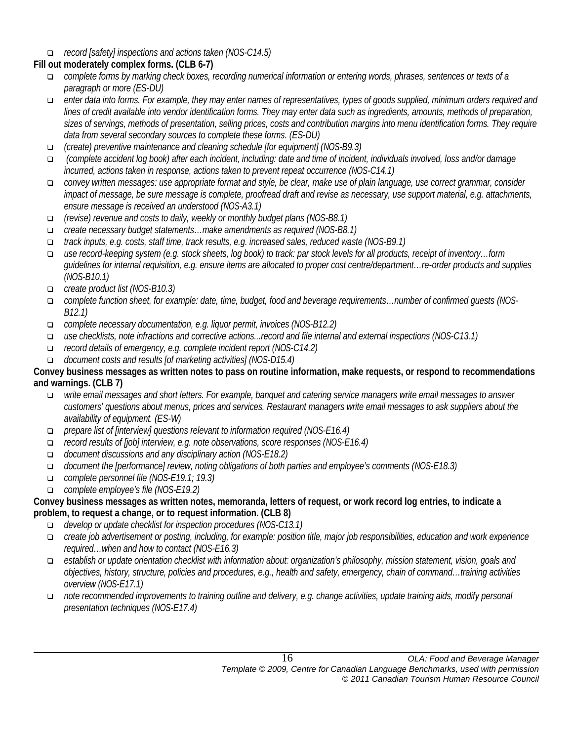- *record [safety] inspections and actions taken (NOS-C14.5)*

**Fill out moderately complex forms. (CLB 6-7)**

- *complete forms by marking check boxes, recording numerical information or entering words, phrases, sentences or texts of a paragraph or more (ES-DU)*
- *enter data into forms. For example, they may enter names of representatives, types of goods supplied, minimum orders required and lines of credit available into vendor identification forms. They may enter data such as ingredients, amounts, methods of preparation, sizes of servings, methods of presentation, selling prices, costs and contribution margins into menu identification forms. They require data from several secondary sources to complete these forms. (ES-DU)*
- *(create) preventive maintenance and cleaning schedule [for equipment] (NOS-B9.3)*
- *(complete accident log book) after each incident, including: date and time of incident, individuals involved, loss and/or damage incurred, actions taken in response, actions taken to prevent repeat occurrence (NOS-C14.1)*
- *convey written messages: use appropriate format and style, be clear, make use of plain language, use correct grammar, consider impact of message, be sure message is complete, proofread draft and revise as necessary, use support material, e.g. attachments, ensure message is received an understood (NOS-A3.1)*
- *(revise) revenue and costs to daily, weekly or monthly budget plans (NOS-B8.1)*
- *create necessary budget statements…make amendments as required (NOS-B8.1)*
- *track inputs, e.g. costs, staff time, track results, e.g. increased sales, reduced waste (NOS-B9.1)*
- *use record-keeping system (e.g. stock sheets, log book) to track: par stock levels for all products, receipt of inventory…form guidelines for internal requisition, e.g. ensure items are allocated to proper cost centre/department…re-order products and supplies (NOS-B10.1)*
- *create product list (NOS-B10.3)*
- *complete function sheet, for example: date, time, budget, food and beverage requirements…number of confirmed guests (NOS-B12.1)*
- *complete necessary documentation, e.g. liquor permit, invoices (NOS-B12.2)*
- *use checklists, note infractions and corrective actions...record and file internal and external inspections (NOS-C13.1)*
- *record details of emergency, e.g. complete incident report (NOS-C14.2)*
- *document costs and results [of marketing activities] (NOS-D15.4)*

**Convey business messages as written notes to pass on routine information, make requests, or respond to recommendations and warnings. (CLB 7)**

- *write email messages and short letters. For example, banquet and catering service managers write email messages to answer customers' questions about menus, prices and services. Restaurant managers write email messages to ask suppliers about the availability of equipment. (ES-W)*
- *prepare list of [interview] questions relevant to information required (NOS-E16.4)*
- *record results of [job] interview, e.g. note observations, score responses (NOS-E16.4)*
- *document discussions and any disciplinary action (NOS-E18.2)*
- *document the [performance] review, noting obligations of both parties and employee's comments (NOS-E18.3)*
- *complete personnel file (NOS-E19.1; 19.3)*
- *complete employee's file (NOS-E19.2)*

**Convey business messages as written notes, memoranda, letters of request, or work record log entries, to indicate a problem, to request a change, or to request information. (CLB 8)**

- *develop or update checklist for inspection procedures (NOS-C13.1)*
- *create job advertisement or posting, including, for example: position title, major job responsibilities, education and work experience required…when and how to contact (NOS-E16.3)*
- *establish or update orientation checklist with information about: organization's philosophy, mission statement, vision, goals and objectives, history, structure, policies and procedures, e.g., health and safety, emergency, chain of command…training activities overview (NOS-E17.1)*
- *note recommended improvements to training outline and delivery, e.g. change activities, update training aids, modify personal presentation techniques (NOS-E17.4)*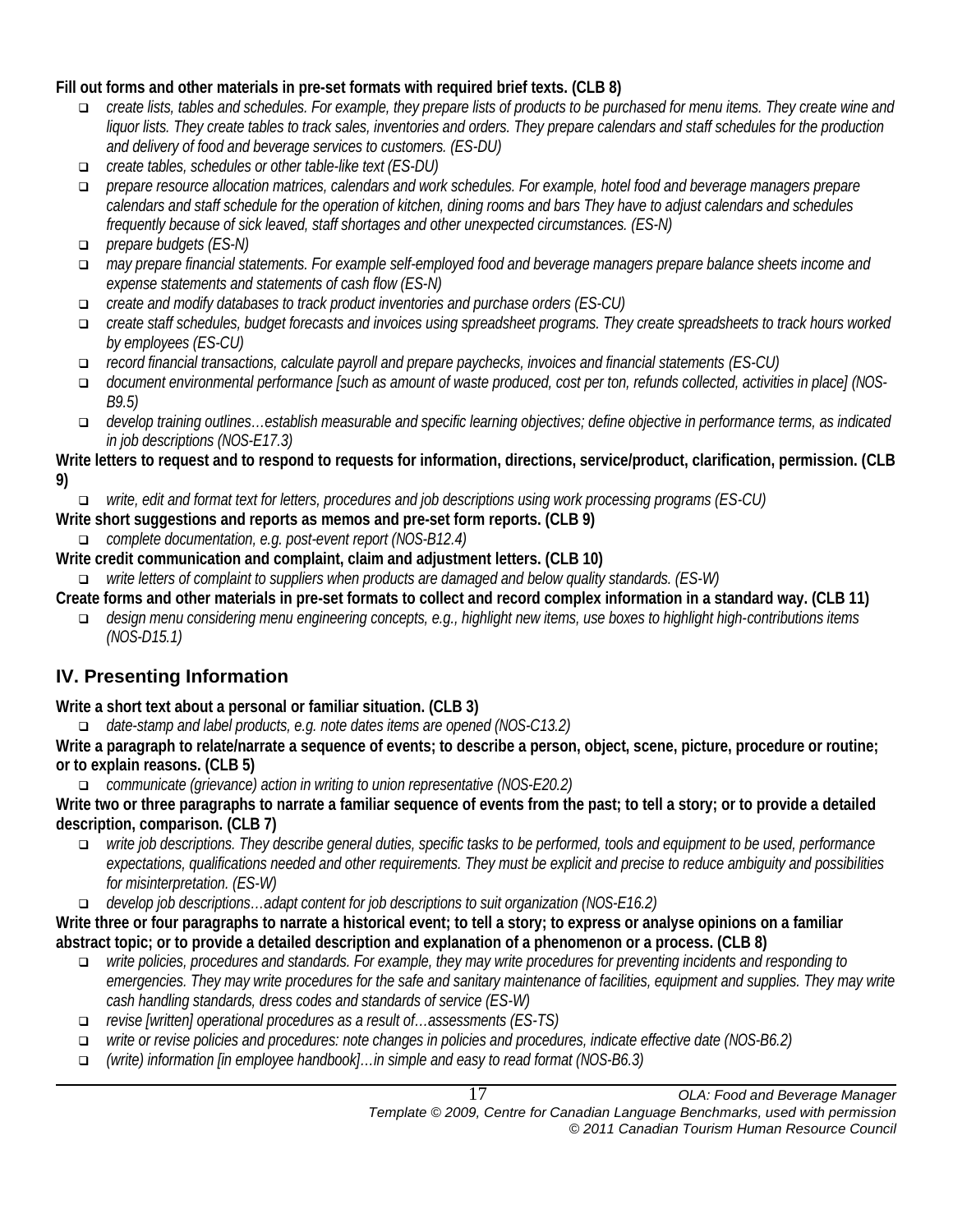**Fill out forms and other materials in pre-set formats with required brief texts. (CLB 8)**

- *create lists, tables and schedules. For example, they prepare lists of products to be purchased for menu items. They create wine and liquor lists. They create tables to track sales, inventories and orders. They prepare calendars and staff schedules for the production and delivery of food and beverage services to customers. (ES-DU)*
- *create tables, schedules or other table-like text (ES-DU)*
- *prepare resource allocation matrices, calendars and work schedules. For example, hotel food and beverage managers prepare calendars and staff schedule for the operation of kitchen, dining rooms and bars They have to adjust calendars and schedules frequently because of sick leaved, staff shortages and other unexpected circumstances. (ES-N)*
- *prepare budgets (ES-N)*
- *may prepare financial statements. For example self-employed food and beverage managers prepare balance sheets income and expense statements and statements of cash flow (ES-N)*
- *create and modify databases to track product inventories and purchase orders (ES-CU)*
- *create staff schedules, budget forecasts and invoices using spreadsheet programs. They create spreadsheets to track hours worked by employees (ES-CU)*
- *record financial transactions, calculate payroll and prepare paychecks, invoices and financial statements (ES-CU)*
- *document environmental performance [such as amount of waste produced, cost per ton, refunds collected, activities in place] (NOS-B9.5)*
- *develop training outlines…establish measurable and specific learning objectives; define objective in performance terms, as indicated in job descriptions (NOS-E17.3)*

**Write letters to request and to respond to requests for information, directions, service/product, clarification, permission. (CLB 9)**

- *write, edit and format text for letters, procedures and job descriptions using work processing programs (ES-CU)*

**Write short suggestions and reports as memos and pre-set form reports. (CLB 9)**

- *complete documentation, e.g. post-event report (NOS-B12.4)*

**Write credit communication and complaint, claim and adjustment letters. (CLB 10)**

- *write letters of complaint to suppliers when products are damaged and below quality standards. (ES-W)*

**Create forms and other materials in pre-set formats to collect and record complex information in a standard way. (CLB 11)**

- *design menu considering menu engineering concepts, e.g., highlight new items, use boxes to highlight high-contributions items (NOS-D15.1)*

## IV. Presenting Information

**Write a short text about a personal or familiar situation. (CLB 3)**

- *date-stamp and label products, e.g. note dates items are opened (NOS-C13.2)*

**Write a paragraph to relate/narrate a sequence of events; to describe a person, object, scene, picture, procedure or routine; or to explain reasons. (CLB 5)**

- *communicate (grievance) action in writing to union representative (NOS-E20.2)*

**Write two or three paragraphs to narrate a familiar sequence of events from the past; to tell a story; or to provide a detailed description, comparison. (CLB 7)**

- *write job descriptions. They describe general duties, specific tasks to be performed, tools and equipment to be used, performance expectations, qualifications needed and other requirements. They must be explicit and precise to reduce ambiguity and possibilities for misinterpretation. (ES-W)*
- *develop job descriptions…adapt content for job descriptions to suit organization (NOS-E16.2)*

**Write three or four paragraphs to narrate a historical event; to tell a story; to express or analyse opinions on a familiar abstract topic; or to provide a detailed description and explanation of a phenomenon or a process. (CLB 8)**

- *write policies, procedures and standards. For example, they may write procedures for preventing incidents and responding to emergencies. They may write procedures for the safe and sanitary maintenance of facilities, equipment and supplies. They may write cash handling standards, dress codes and standards of service (ES-W)*
- *revise [written] operational procedures as a result of…assessments (ES-TS)*
- *write or revise policies and procedures: note changes in policies and procedures, indicate effective date (NOS-B6.2)*
- *(write) information [in employee handbook]…in simple and easy to read format (NOS-B6.3)*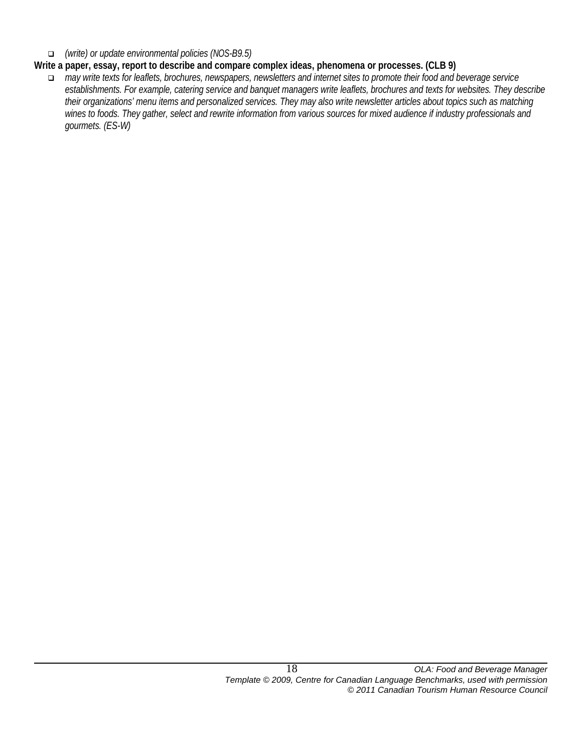- *(write) or update environmental policies (NOS-B9.5)*

**Write a paper, essay, report to describe and compare complex ideas, phenomena or processes. (CLB 9)**

- *may write texts for leaflets, brochures, newspapers, newsletters and internet sites to promote their food and beverage service establishments. For example, catering service and banquet managers write leaflets, brochures and texts for websites. They describe their organizations' menu items and personalized services. They may also write newsletter articles about topics such as matching wines to foods. They gather, select and rewrite information from various sources for mixed audience if industry professionals and gourmets. (ES-W)*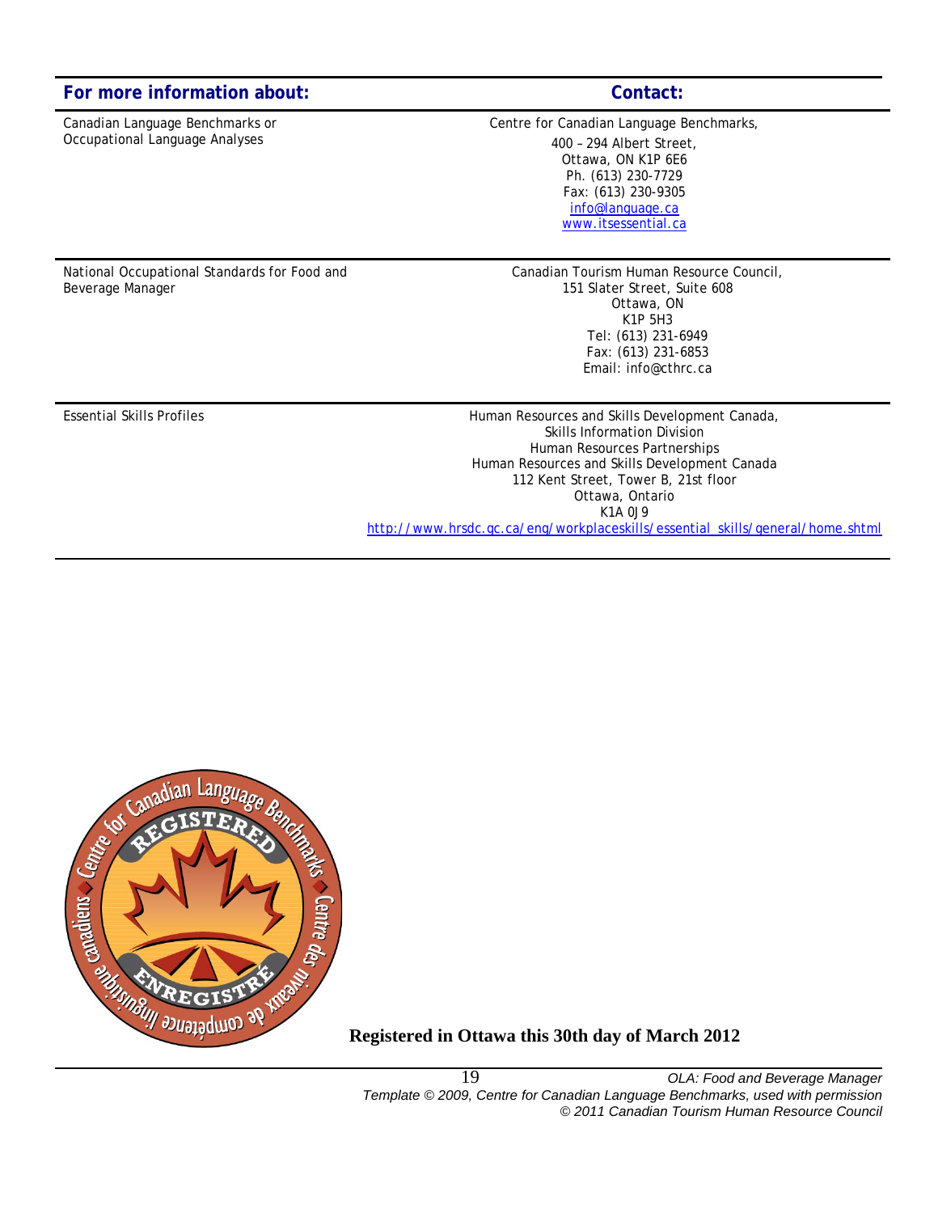| For more information about: | Contact: |
| --- | --- |
| Canadian Language Benchmarks or Occupational Language Analyses | Centre for Canadian Language Benchmarks, 400 – 294 Albert Street, Ottawa, ON K1P 6E6 Ph. (613) 230-7729 Fax: (613) 230-9305 info@language.ca www.itsessential.ca |
| National Occupational Standards for Food and Beverage Manager | Canadian Tourism Human Resource Council, 151 Slater Street, Suite 608 Ottawa, ON K1P 5H3 Tel: (613) 231-6949 Fax: (613) 231-6853 Email: info@cthrc.ca |
| Essential Skills Profiles | Human Resources and Skills Development Canada, Skills Information Division Human Resources Partnerships Human Resources and Skills Development Canada 112 Kent Street, Tower B, 21st floor Ottawa, Ontario K1A 0J9 http://www.hrsdc.gc.ca/eng/workplaceskills/essential_skills/general/home.shtml |

**Registered in Ottawa this 30th day of March 2012**

*OLA: Food and Beverage Manager*

*Template © 2009, Centre for Canadian Language Benchmarks, used with permission*

*© 2011 Canadian Tourism Human Resource Council*